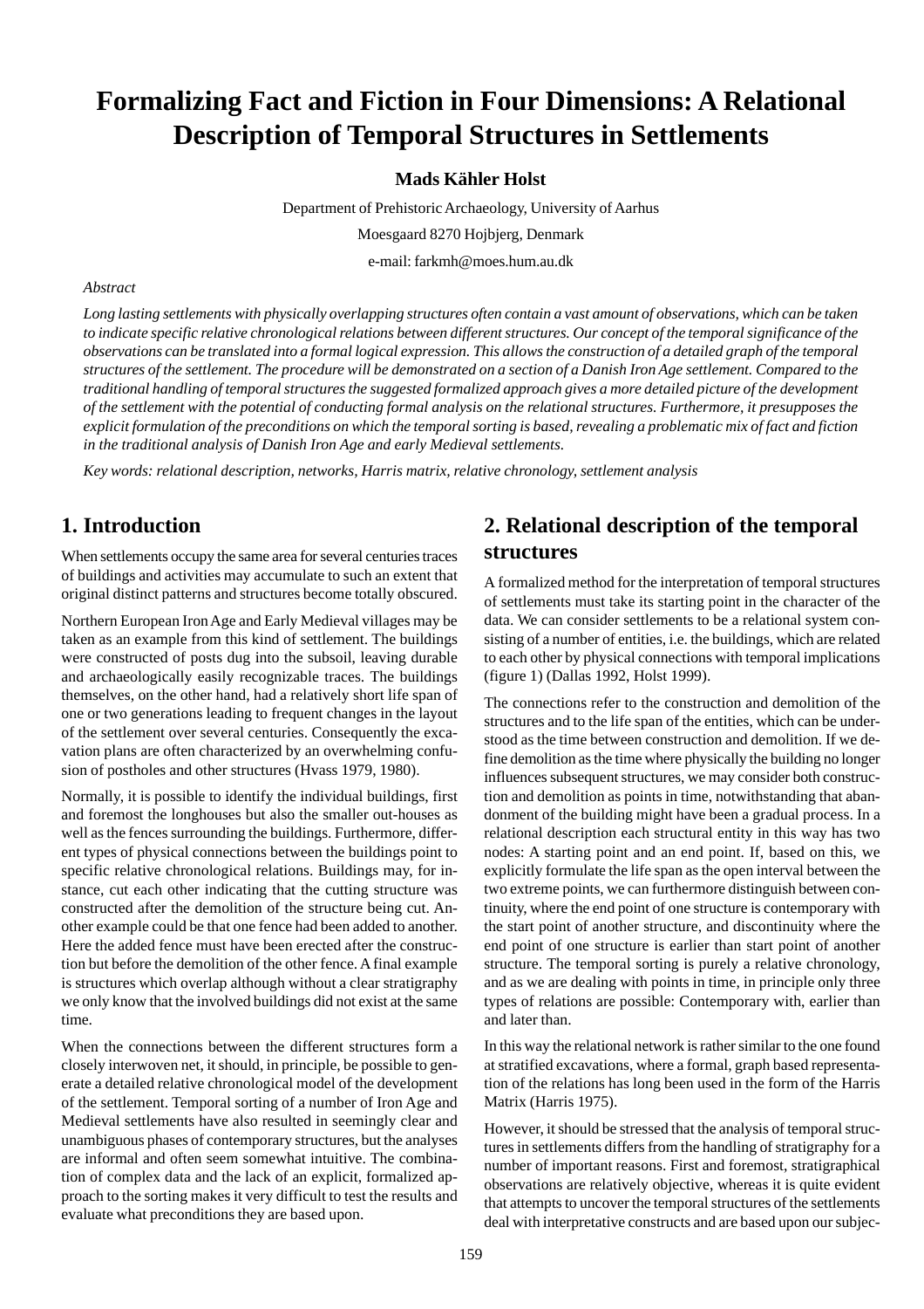# Formalizing Fact and Fiction in Four Dimensions: A Relational Description of Temporal Structures in Settlements

**Mads Kähler Holst**

Department of Prehistoric Archaeology, University of Aarhus

Moesgaard 8270 Hojbjerg, Denmark

e-mail: farkmh@moes.hum.au.dk

*Abstract*

*Long lasting settlements with physically overlapping structures often contain a vast amount of observations, which can be taken to indicate specific relative chronological relations between different structures. Our concept of the temporal significance of the observations can be translated into a formal logical expression. This allows the construction of a detailed graph of the temporal structures of the settlement. The procedure will be demonstrated on a section of a Danish Iron Age settlement. Compared to the traditional handling of temporal structures the suggested formalized approach gives a more detailed picture of the development of the settlement with the potential of conducting formal analysis on the relational structures. Furthermore, it presupposes the explicit formulation of the preconditions on which the temporal sorting is based, revealing a problematic mix of fact and fiction in the traditional analysis of Danish Iron Age and early Medieval settlements.*

*Key words: relational description, networks, Harris matrix, relative chronology, settlement analysis*

## 1. Introduction

When settlements occupy the same area for several centuries traces of buildings and activities may accumulate to such an extent that original distinct patterns and structures become totally obscured.

Northern European Iron Age and Early Medieval villages may be taken as an example from this kind of settlement. The buildings were constructed of posts dug into the subsoil, leaving durable and archaeologically easily recognizable traces. The buildings themselves, on the other hand, had a relatively short life span of one or two generations leading to frequent changes in the layout of the settlement over several centuries. Consequently the excavation plans are often characterized by an overwhelming confusion of postholes and other structures (Hvass 1979, 1980).

Normally, it is possible to identify the individual buildings, first and foremost the longhouses but also the smaller out-houses as well as the fences surrounding the buildings. Furthermore, different types of physical connections between the buildings point to specific relative chronological relations. Buildings may, for instance, cut each other indicating that the cutting structure was constructed after the demolition of the structure being cut. Another example could be that one fence had been added to another. Here the added fence must have been erected after the construction but before the demolition of the other fence. A final example is structures which overlap although without a clear stratigraphy we only know that the involved buildings did not exist at the same time.

When the connections between the different structures form a closely interwoven net, it should, in principle, be possible to generate a detailed relative chronological model of the development of the settlement. Temporal sorting of a number of Iron Age and Medieval settlements have also resulted in seemingly clear and unambiguous phases of contemporary structures, but the analyses are informal and often seem somewhat intuitive. The combination of complex data and the lack of an explicit, formalized approach to the sorting makes it very difficult to test the results and evaluate what preconditions they are based upon.

## 2. Relational description of the temporal structures

A formalized method for the interpretation of temporal structures of settlements must take its starting point in the character of the data. We can consider settlements to be a relational system consisting of a number of entities, i.e. the buildings, which are related to each other by physical connections with temporal implications (figure 1) (Dallas 1992, Holst 1999).

The connections refer to the construction and demolition of the structures and to the life span of the entities, which can be understood as the time between construction and demolition. If we define demolition as the time where physically the building no longer influences subsequent structures, we may consider both construction and demolition as points in time, notwithstanding that abandonment of the building might have been a gradual process. In a relational description each structural entity in this way has two nodes: A starting point and an end point. If, based on this, we explicitly formulate the life span as the open interval between the two extreme points, we can furthermore distinguish between continuity, where the end point of one structure is contemporary with the start point of another structure, and discontinuity where the end point of one structure is earlier than start point of another structure. The temporal sorting is purely a relative chronology, and as we are dealing with points in time, in principle only three types of relations are possible: Contemporary with, earlier than and later than.

In this way the relational network is rather similar to the one found at stratified excavations, where a formal, graph based representation of the relations has long been used in the form of the Harris Matrix (Harris 1975).

However, it should be stressed that the analysis of temporal structures in settlements differs from the handling of stratigraphy for a number of important reasons. First and foremost, stratigraphical observations are relatively objective, whereas it is quite evident that attempts to uncover the temporal structures of the settlements deal with interpretative constructs and are based upon our subjec-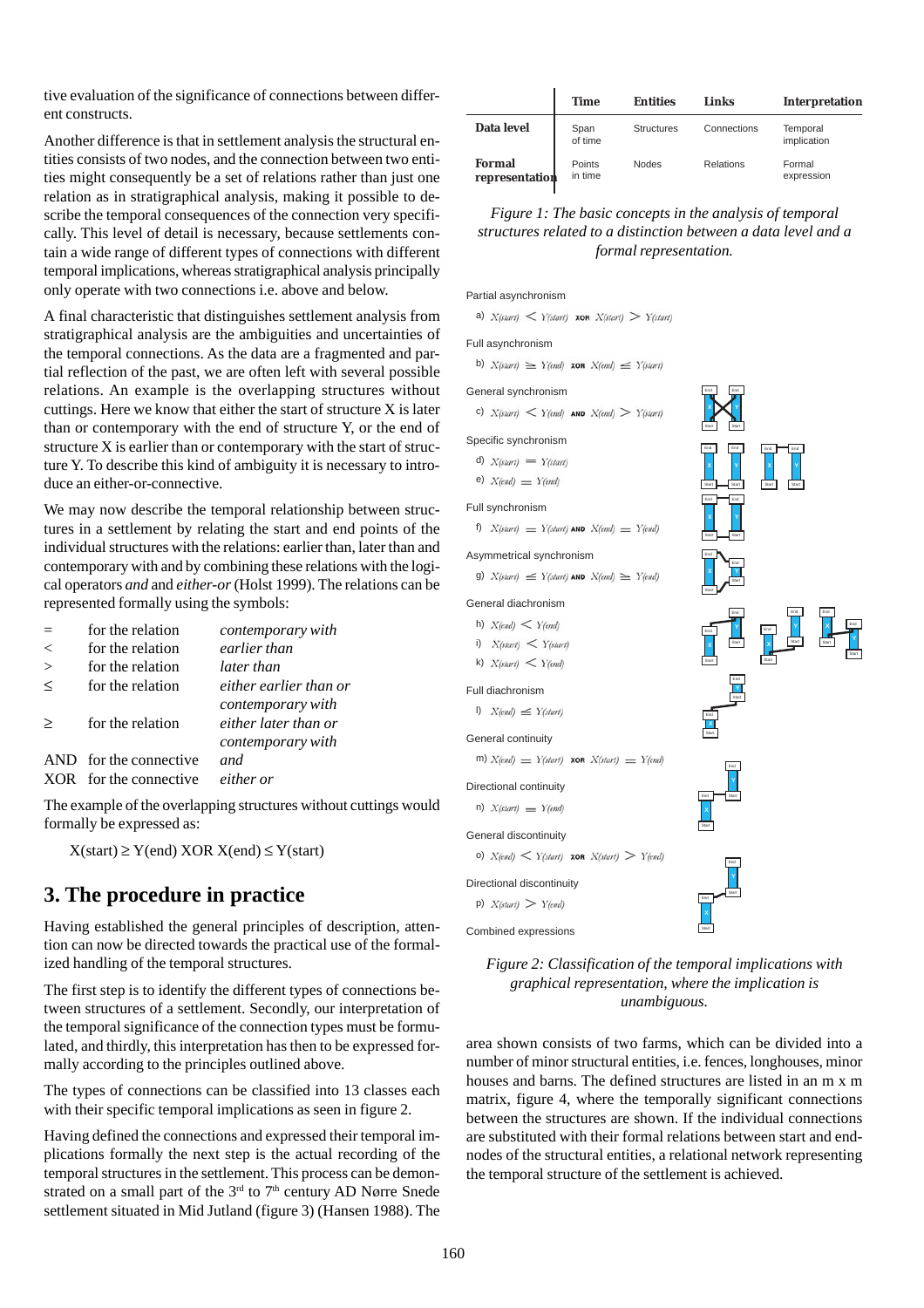tive evaluation of the significance of connections between different constructs.

Another difference is that in settlement analysis the structural entities consists of two nodes, and the connection between two entities might consequently be a set of relations rather than just one relation as in stratigraphical analysis, making it possible to describe the temporal consequences of the connection very specifically. This level of detail is necessary, because settlements contain a wide range of different types of connections with different temporal implications, whereas stratigraphical analysis principally only operate with two connections i.e. above and below.

A final characteristic that distinguishes settlement analysis from stratigraphical analysis are the ambiguities and uncertainties of the temporal connections. As the data are a fragmented and partial reflection of the past, we are often left with several possible relations. An example is the overlapping structures without cuttings. Here we know that either the start of structure X is later than or contemporary with the end of structure Y, or the end of structure X is earlier than or contemporary with the start of structure Y. To describe this kind of ambiguity it is necessary to introduce an either-or-connective.

We may now describe the temporal relationship between structures in a settlement by relating the start and end points of the individual structures with the relations: earlier than, later than and contemporary with and by combining these relations with the logical operators *and* and *either-or* (Holst 1999). The relations can be represented formally using the symbols:

| | | |
|---|---|---|
| = | for the relation | *contemporary with* |
| < | for the relation | *earlier than* |
| > | for the relation | *later than* |
| ≤ | for the relation | *either earlier than or contemporary with* |
| ≥ | for the relation | *either later than or contemporary with* |
| AND | for the connective | *and* |
| XOR | for the connective | *either or* |

The example of the overlapping structures without cuttings would formally be expressed as:

X(start) ≥ Y(end) XOR X(end) ≤ Y(start)

## 3. The procedure in practice

Having established the general principles of description, attention can now be directed towards the practical use of the formalized handling of the temporal structures.

The first step is to identify the different types of connections between structures of a settlement. Secondly, our interpretation of the temporal significance of the connection types must be formulated, and thirdly, this interpretation has then to be expressed formally according to the principles outlined above.

The types of connections can be classified into 13 classes each with their specific temporal implications as seen in figure 2.

Having defined the connections and expressed their temporal implications formally the next step is the actual recording of the temporal structures in the settlement. This process can be demonstrated on a small part of the 3rd to 7th century AD Nørre Snede settlement situated in Mid Jutland (figure 3) (Hansen 1988). The area shown consists of two farms, which can be divided into a number of minor structural entities, i.e. fences, longhouses, minor houses and barns. The defined structures are listed in an m x m matrix, figure 4, where the temporally significant connections between the structures are shown. If the individual connections are substituted with their formal relations between start and end-nodes of the structural entities, a relational network representing the temporal structure of the settlement is achieved.

| | Time | Entities | Links | Interpretation |
|---|---|---|---|---|
| **Data level** | Span of time | Structures | Connections | Temporal implication |
| **Formal representation** | Points in time | Nodes | Relations | Formal expression |

*Figure 1: The basic concepts in the analysis of temporal structures related to a distinction between a data level and a formal representation.*

Partial asynchronism

a) X(start) < Y(start) XOR X(start) > Y(start)

Full asynchronism

b) X(start) ≥ Y(end) XOR X(end) ≤ Y(start)

General synchronism

c) X(start) < Y(end) AND X(end) > Y(start)

Specific synchronism

d) X(start) = Y(start)

e) X(end) = Y(end)

Full synchronism

f) X(start) = Y(start) AND X(end) = Y(end)

Asymmetrical synchronism

g) X(start) ≤ Y(start) AND X(end) ≥ Y(end)

General diachronism

h) X(end) < Y(end)

i) X(start) < Y(start)

k) X(start) < Y(end)

Full diachronism

l) X(end) ≤ Y(start)

General continuity

m) X(end) = Y(start) XOR X(start) = Y(end)

Directional continuity

n) X(start) = Y(end)

General discontinuity

o) X(end) < Y(start) XOR X(start) > Y(end)

Directional discontinuity

p) X(start) > Y(end)

Combined expressions

*Figure 2: Classification of the temporal implications with graphical representation, where the implication is unambiguous.*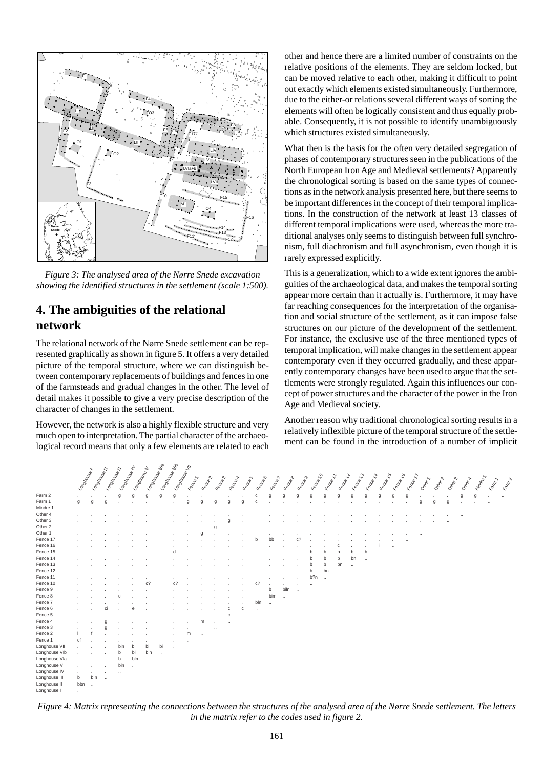*Figure 3: The analysed area of the Nørre Snede excavation showing the identified structures in the settlement (scale 1:500).*

## 4. The ambiguities of the relational network

The relational network of the Nørre Snede settlement can be represented graphically as shown in figure 5. It offers a very detailed picture of the temporal structure, where we can distinguish between contemporary replacements of buildings and fences in one of the farmsteads and gradual changes in the other. The level of detail makes it possible to give a very precise description of the character of changes in the settlement.

However, the network is also a highly flexible structure and very much open to interpretation. The partial character of the archaeological record means that only a few elements are related to each other and hence there are a limited number of constraints on the relative positions of the elements. They are seldom locked, but can be moved relative to each other, making it difficult to point out exactly which elements existed simultaneously. Furthermore, due to the either-or relations several different ways of sorting the elements will often be logically consistent and thus equally probable. Consequently, it is not possible to identify unambiguously which structures existed simultaneously.

What then is the basis for the often very detailed segregation of phases of contemporary structures seen in the publications of the North European Iron Age and Medieval settlements? Apparently the chronological sorting is based on the same types of connections as in the network analysis presented here, but there seems to be important differences in the concept of their temporal implications. In the construction of the network at least 13 classes of different temporal implications were used, whereas the more traditional analyses only seems to distinguish between full synchronism, full diachronism and full asynchronism, even though it is rarely expressed explicitly.

This is a generalization, which to a wide extent ignores the ambiguities of the archaeological data, and makes the temporal sorting appear more certain than it actually is. Furthermore, it may have far reaching consequences for the interpretation of the organisation and social structure of the settlement, as it can impose false structures on our picture of the development of the settlement. For instance, the exclusive use of the three mentioned types of temporal implication, will make changes in the settlement appear contemporary even if they occurred gradually, and these apparently contemporary changes have been used to argue that the settlements were strongly regulated. Again this influences our concept of power structures and the character of the power in the Iron Age and Medieval society.

Another reason why traditional chronological sorting results in a relatively inflexible picture of the temporal structure of the settlement can be found in the introduction of a number of implicit

*Figure 4: Matrix representing the connections between the structures of the analysed area of the Nørre Snede settlement. The letters in the matrix refer to the codes used in figure 2.*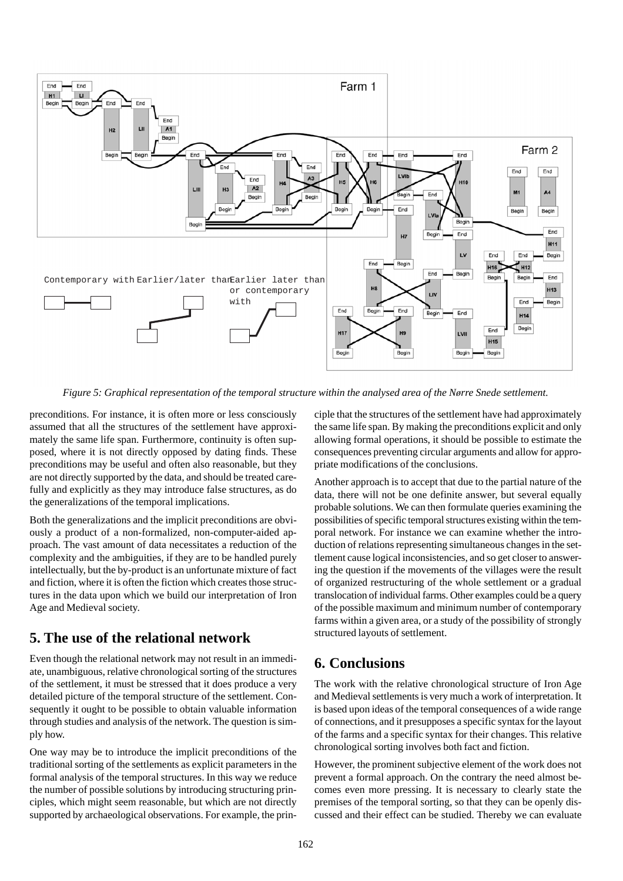*Figure 5: Graphical representation of the temporal structure within the analysed area of the Nørre Snede settlement.*

preconditions. For instance, it is often more or less consciously assumed that all the structures of the settlement have approximately the same life span. Furthermore, continuity is often supposed, where it is not directly opposed by dating finds. These preconditions may be useful and often also reasonable, but they are not directly supported by the data, and should be treated carefully and explicitly as they may introduce false structures, as do the generalizations of the temporal implications.

Both the generalizations and the implicit preconditions are obviously a product of a non-formalized, non-computer-aided approach. The vast amount of data necessitates a reduction of the complexity and the ambiguities, if they are to be handled purely intellectually, but the by-product is an unfortunate mixture of fact and fiction, where it is often the fiction which creates those structures in the data upon which we build our interpretation of Iron Age and Medieval society.

## 5. The use of the relational network

Even though the relational network may not result in an immediate, unambiguous, relative chronological sorting of the structures of the settlement, it must be stressed that it does produce a very detailed picture of the temporal structure of the settlement. Consequently it ought to be possible to obtain valuable information through studies and analysis of the network. The question is simply how.

One way may be to introduce the implicit preconditions of the traditional sorting of the settlements as explicit parameters in the formal analysis of the temporal structures. In this way we reduce the number of possible solutions by introducing structuring principles, which might seem reasonable, but which are not directly supported by archaeological observations. For example, the principle that the structures of the settlement have had approximately the same life span. By making the preconditions explicit and only allowing formal operations, it should be possible to estimate the consequences preventing circular arguments and allow for appropriate modifications of the conclusions.

Another approach is to accept that due to the partial nature of the data, there will not be one definite answer, but several equally probable solutions. We can then formulate queries examining the possibilities of specific temporal structures existing within the temporal network. For instance we can examine whether the introduction of relations representing simultaneous changes in the settlement cause logical inconsistencies, and so get closer to answering the question if the movements of the villages were the result of organized restructuring of the whole settlement or a gradual translocation of individual farms. Other examples could be a query of the possible maximum and minimum number of contemporary farms within a given area, or a study of the possibility of strongly structured layouts of settlement.

## 6. Conclusions

The work with the relative chronological structure of Iron Age and Medieval settlements is very much a work of interpretation. It is based upon ideas of the temporal consequences of a wide range of connections, and it presupposes a specific syntax for the layout of the farms and a specific syntax for their changes. This relative chronological sorting involves both fact and fiction.

However, the prominent subjective element of the work does not prevent a formal approach. On the contrary the need almost becomes even more pressing. It is necessary to clearly state the premises of the temporal sorting, so that they can be openly discussed and their effect can be studied. Thereby we can evaluate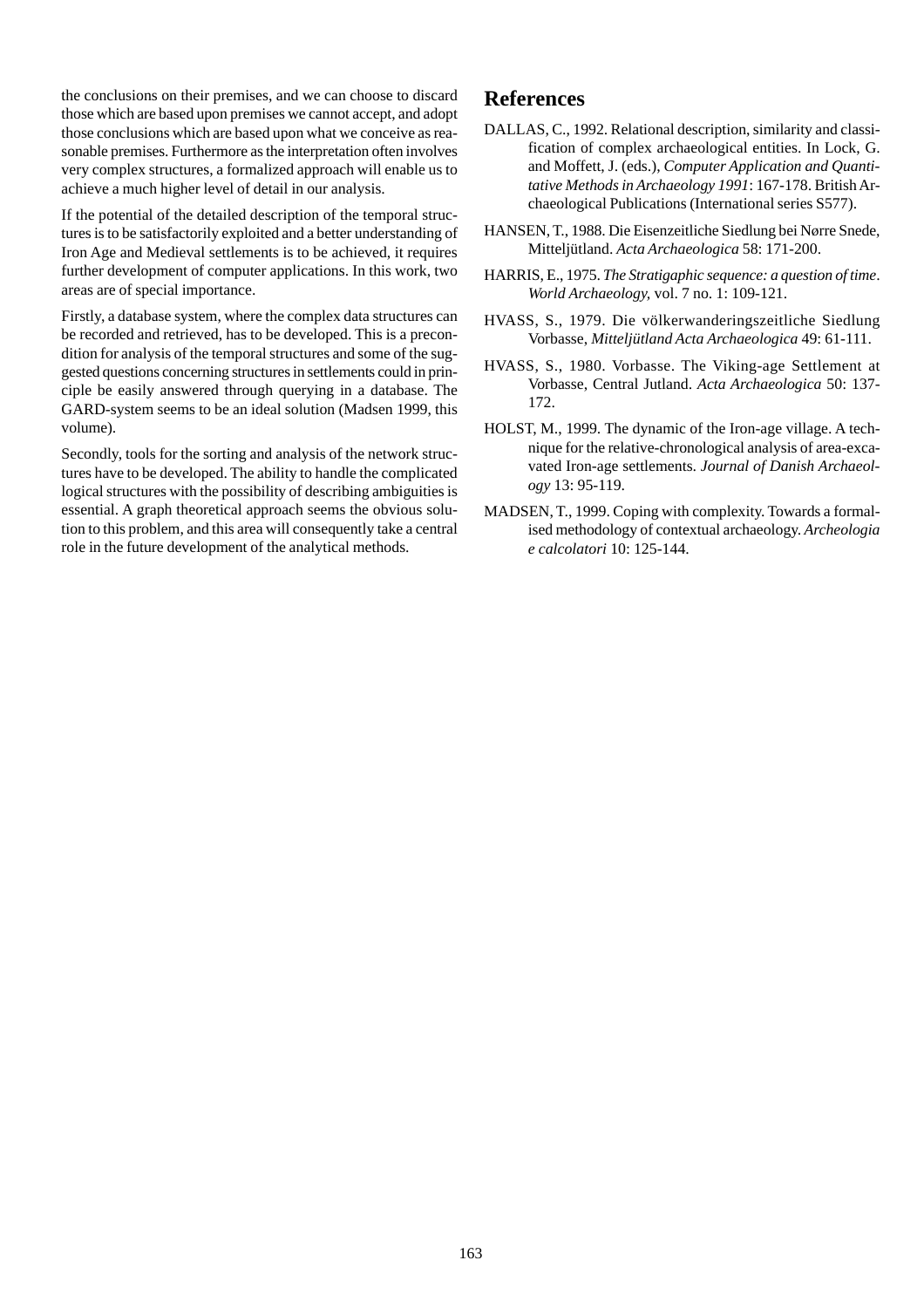the conclusions on their premises, and we can choose to discard those which are based upon premises we cannot accept, and adopt those conclusions which are based upon what we conceive as reasonable premises. Furthermore as the interpretation often involves very complex structures, a formalized approach will enable us to achieve a much higher level of detail in our analysis.

If the potential of the detailed description of the temporal structures is to be satisfactorily exploited and a better understanding of Iron Age and Medieval settlements is to be achieved, it requires further development of computer applications. In this work, two areas are of special importance.

Firstly, a database system, where the complex data structures can be recorded and retrieved, has to be developed. This is a precondition for analysis of the temporal structures and some of the suggested questions concerning structures in settlements could in principle be easily answered through querying in a database. The GARD-system seems to be an ideal solution (Madsen 1999, this volume).

Secondly, tools for the sorting and analysis of the network structures have to be developed. The ability to handle the complicated logical structures with the possibility of describing ambiguities is essential. A graph theoretical approach seems the obvious solution to this problem, and this area will consequently take a central role in the future development of the analytical methods.

## References

DALLAS, C., 1992. Relational description, similarity and classification of complex archaeological entities. In Lock, G. and Moffett, J. (eds.), *Computer Application and Quantitative Methods in Archaeology 1991*: 167-178. British Archaeological Publications (International series S577).

HANSEN, T., 1988. Die Eisenzeitliche Siedlung bei Nørre Snede, Mitteljütland. *Acta Archaeologica* 58: 171-200.

HARRIS, E., 1975. *The Stratigaphic sequence: a question of time*. *World Archaeology,* vol. 7 no. 1: 109-121.

HVASS, S., 1979. Die völkerwanderingszeitliche Siedlung Vorbasse, *Mitteljütland Acta Archaeologica* 49: 61-111.

HVASS, S., 1980. Vorbasse. The Viking-age Settlement at Vorbasse, Central Jutland. *Acta Archaeologica* 50: 137-172.

HOLST, M., 1999. The dynamic of the Iron-age village. A technique for the relative-chronological analysis of area-excavated Iron-age settlements. *Journal of Danish Archaeology* 13: 95-119.

MADSEN, T., 1999. Coping with complexity. Towards a formalised methodology of contextual archaeology. *Archeologia e calcolatori* 10: 125-144.